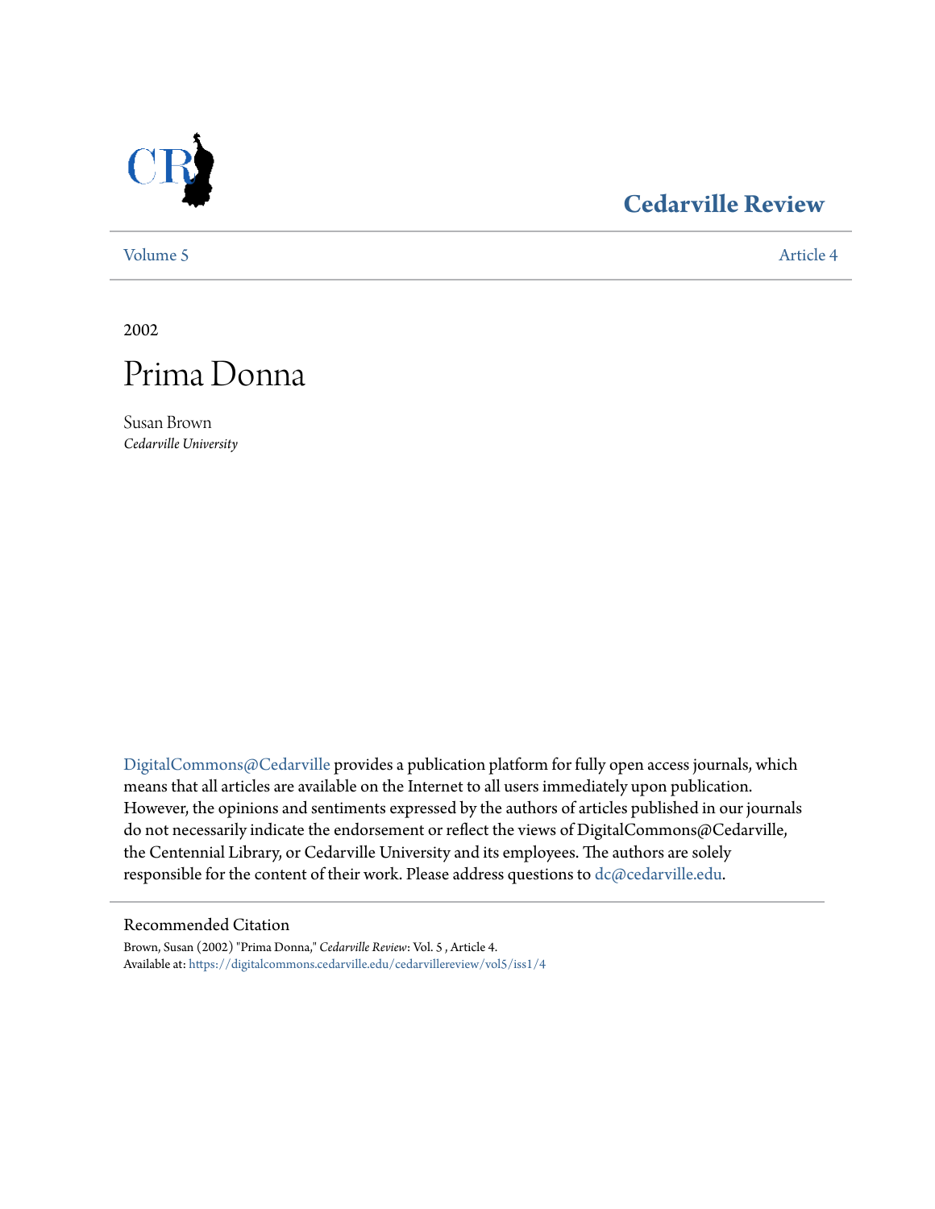# Cedarville Review

Volume 5 | Article 4

2002

# Prima Donna

Susan Brown
*Cedarville University*

DigitalCommons@Cedarville provides a publication platform for fully open access journals, which means that all articles are available on the Internet to all users immediately upon publication. However, the opinions and sentiments expressed by the authors of articles published in our journals do not necessarily indicate the endorsement or reflect the views of DigitalCommons@Cedarville, the Centennial Library, or Cedarville University and its employees. The authors are solely responsible for the content of their work. Please address questions to dc@cedarville.edu.

## Recommended Citation

Brown, Susan (2002) "Prima Donna," *Cedarville Review*: Vol. 5 , Article 4.
Available at: https://digitalcommons.cedarville.edu/cedarvillereview/vol5/iss1/4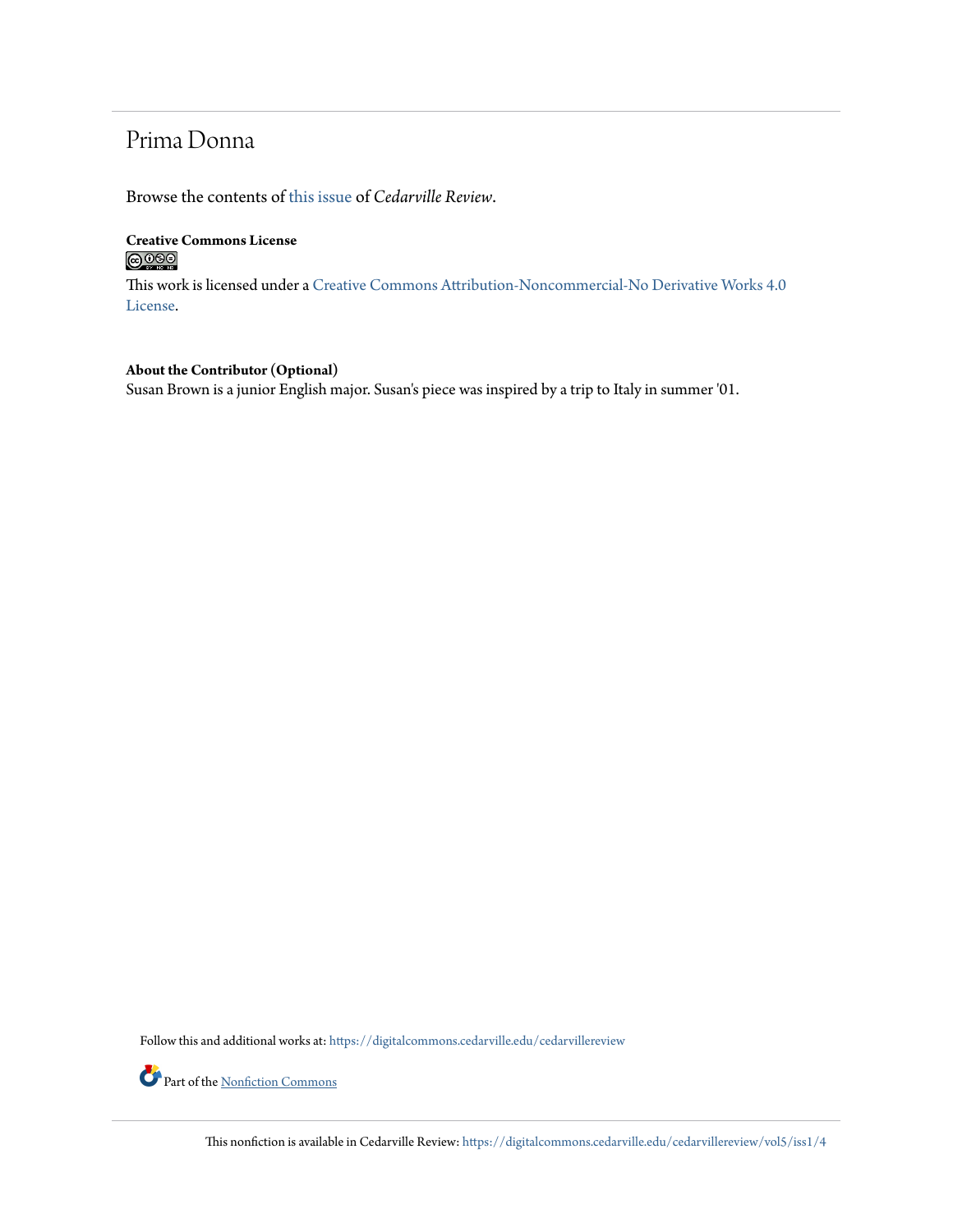# Prima Donna

Browse the contents of this issue of *Cedarville Review*.

**Creative Commons License**

This work is licensed under a Creative Commons Attribution-Noncommercial-No Derivative Works 4.0 License.

**About the Contributor (Optional)**

Susan Brown is a junior English major. Susan's piece was inspired by a trip to Italy in summer '01.

Follow this and additional works at: https://digitalcommons.cedarville.edu/cedarvillereview

Part of the Nonfiction Commons

This nonfiction is available in Cedarville Review: https://digitalcommons.cedarville.edu/cedarvillereview/vol5/iss1/4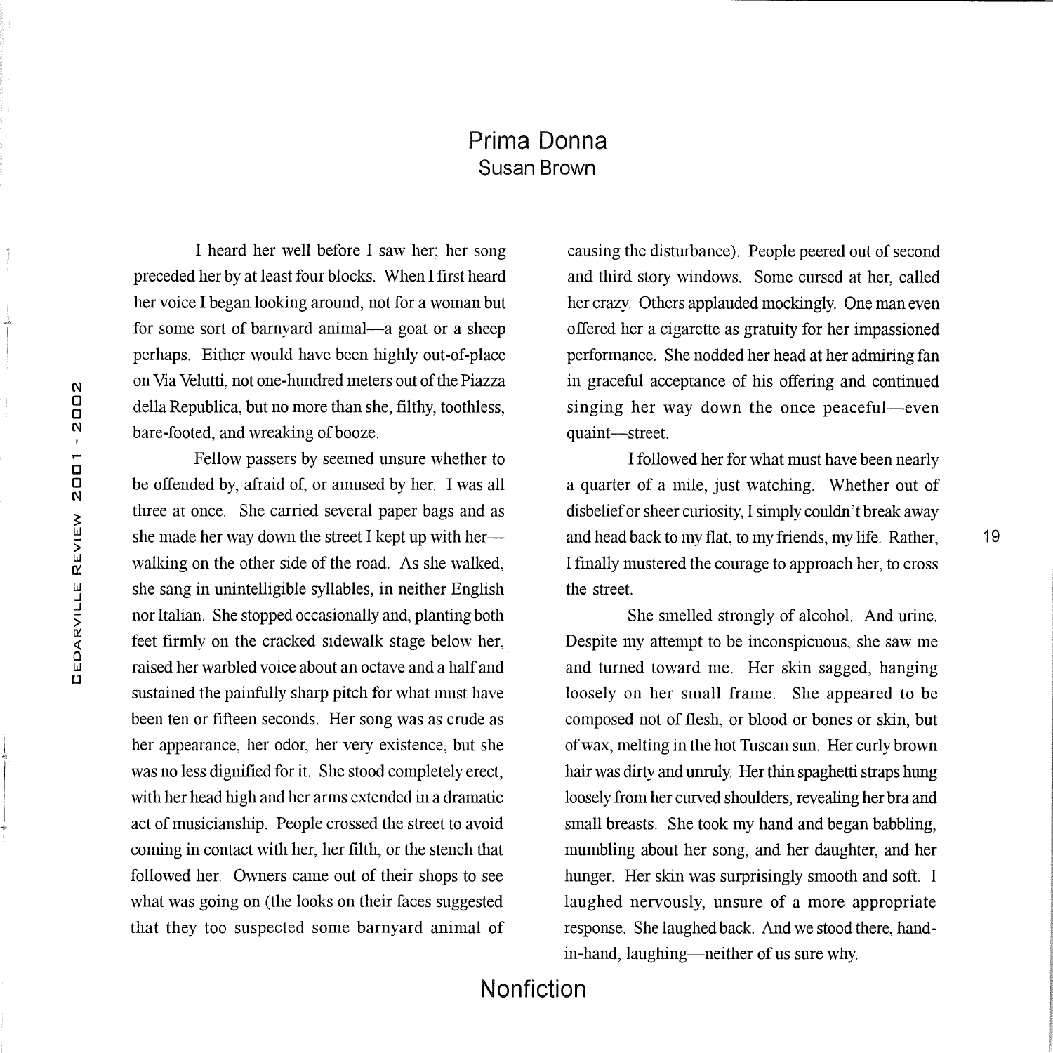# Prima Donna

## Susan Brown

I heard her well before I saw her; her song preceded her by at least four blocks. When I first heard her voice I began looking around, not for a woman but for some sort of barnyard animal—a goat or a sheep perhaps. Either would have been highly out-of-place on Via Velutti, not one-hundred meters out of the Piazza della Republica, but no more than she, filthy, toothless, bare-footed, and wreaking of booze.

Fellow passers by seemed unsure whether to be offended by, afraid of, or amused by her. I was all three at once. She carried several paper bags and as she made her way down the street I kept up with her—walking on the other side of the road. As she walked, she sang in unintelligible syllables, in neither English nor Italian. She stopped occasionally and, planting both feet firmly on the cracked sidewalk stage below her, raised her warbled voice about an octave and a half and sustained the painfully sharp pitch for what must have been ten or fifteen seconds. Her song was as crude as her appearance, her odor, her very existence, but she was no less dignified for it. She stood completely erect, with her head high and her arms extended in a dramatic act of musicianship. People crossed the street to avoid coming in contact with her, her filth, or the stench that followed her. Owners came out of their shops to see what was going on (the looks on their faces suggested that they too suspected some barnyard animal of causing the disturbance). People peered out of second and third story windows. Some cursed at her, called her crazy. Others applauded mockingly. One man even offered her a cigarette as gratuity for her impassioned performance. She nodded her head at her admiring fan in graceful acceptance of his offering and continued singing her way down the once peaceful—even quaint—street.

I followed her for what must have been nearly a quarter of a mile, just watching. Whether out of disbelief or sheer curiosity, I simply couldn't break away and head back to my flat, to my friends, my life. Rather, I finally mustered the courage to approach her, to cross the street.

She smelled strongly of alcohol. And urine. Despite my attempt to be inconspicuous, she saw me and turned toward me. Her skin sagged, hanging loosely on her small frame. She appeared to be composed not of flesh, or blood or bones or skin, but of wax, melting in the hot Tuscan sun. Her curly brown hair was dirty and unruly. Her thin spaghetti straps hung loosely from her curved shoulders, revealing her bra and small breasts. She took my hand and began babbling, mumbling about her song, and her daughter, and her hunger. Her skin was surprisingly smooth and soft. I laughed nervously, unsure of a more appropriate response. She laughed back. And we stood there, hand-in-hand, laughing—neither of us sure why.